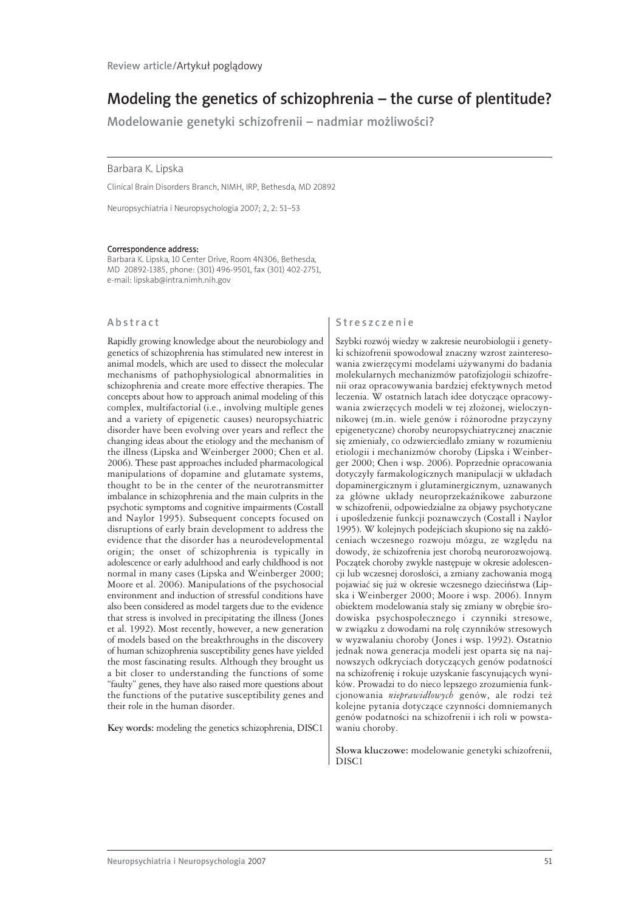Review article/Artykuł poglądowy

# Modeling the genetics of schizophrenia – the curse of plentitude?

## Modelowanie genetyki schizofrenii – nadmiar możliwości?

Barbara K. Lipska

Clinical Brain Disorders Branch, NIMH, IRP, Bethesda, MD 20892

Neuropsychiatria i Neuropsychologia 2007; 2, 2: 51–53

**Correspondence address:**
Barbara K. Lipska, 10 Center Drive, Room 4N306, Bethesda, MD 20892-1385, phone: (301) 496-9501, fax (301) 402-2751, e-mail: lipskab@intra.nimh.nih.gov

### Abstract

Rapidly growing knowledge about the neurobiology and genetics of schizophrenia has stimulated new interest in animal models, which are used to dissect the molecular mechanisms of pathophysiological abnormalities in schizophrenia and create more effective therapies. The concepts about how to approach animal modeling of this complex, multifactorial (i.e., involving multiple genes and a variety of epigenetic causes) neuropsychiatric disorder have been evolving over years and reflect the changing ideas about the etiology and the mechanism of the illness (Lipska and Weinberger 2000; Chen et al. 2006). These past approaches included pharmacological manipulations of dopamine and glutamate systems, thought to be in the center of the neurotransmitter imbalance in schizophrenia and the main culprits in the psychotic symptoms and cognitive impairments (Costall and Naylor 1995). Subsequent concepts focused on disruptions of early brain development to address the evidence that the disorder has a neurodevelopmental origin; the onset of schizophrenia is typically in adolescence or early adulthood and early childhood is not normal in many cases (Lipska and Weinberger 2000; Moore et al. 2006). Manipulations of the psychosocial environment and induction of stressful conditions have also been considered as model targets due to the evidence that stress is involved in precipitating the illness (Jones et al. 1992). Most recently, however, a new generation of models based on the breakthroughs in the discovery of human schizophrenia susceptibility genes have yielded the most fascinating results. Although they brought us a bit closer to understanding the functions of some "faulty" genes, they have also raised more questions about the functions of the putative susceptibility genes and their role in the human disorder.

**Key words:** modeling the genetics schizophrenia, DISC1

### Streszczenie

Szybki rozwój wiedzy w zakresie neurobiologii i genetyki schizofrenii spowodował znaczny wzrost zainteresowania zwierzęcymi modelami używanymi do badania molekularnych mechanizmów patofizjologii schizofrenii oraz opracowywania bardziej efektywnych metod leczenia. W ostatnich latach idee dotyczące opracowywania zwierzęcych modeli w tej złożonej, wieloczynnikowej (m.in. wiele genów i różnorodne przyczyny epigenetyczne) choroby neuropsychiatrycznej znacznie się zmieniały, co odzwierciedlało zmiany w rozumieniu etiologii i mechanizmów choroby (Lipska i Weinberger 2000; Chen i wsp. 2006). Poprzednie opracowania dotyczyły farmakologicznych manipulacji w układach dopaminergicznym i glutaminergicznym, uznawanych za główne układy neuroprzekaźnikowe zaburzone w schizofrenii, odpowiedzialne za objawy psychotyczne i upośledzenie funkcji poznawczych (Costall i Naylor 1995). W kolejnych podejściach skupiono się na zakłóceniach wczesnego rozwoju mózgu, ze względu na dowody, że schizofrenia jest chorobą neurorozwojową. Początek choroby zwykle następuje w okresie adolescencji lub wczesnej dorosłości, a zmiany zachowania mogą pojawiać się już w okresie wczesnego dzieciństwa (Lipska i Weinberger 2000; Moore i wsp. 2006). Innym obiektem modelowania stały się zmiany w obrębie środowiska psychospołecznego i czynniki stresowe, w związku z dowodami na rolę czynników stresowych w wyzwalaniu choroby (Jones i wsp. 1992). Ostatnio jednak nowa generacja modeli jest oparta się na najnowszych odkryciach dotyczących genów podatności na schizofrenię i rokuje uzyskanie fascynujących wyników. Prowadzi to do nieco lepszego zrozumienia funkcjonowania *nieprawidłowych* genów, ale rodzi też kolejne pytania dotyczące czynności domniemanych genów podatności na schizofrenii i ich roli w powstawaniu choroby.

**Słowa kluczowe:** modelowanie genetyki schizofrenii, DISC1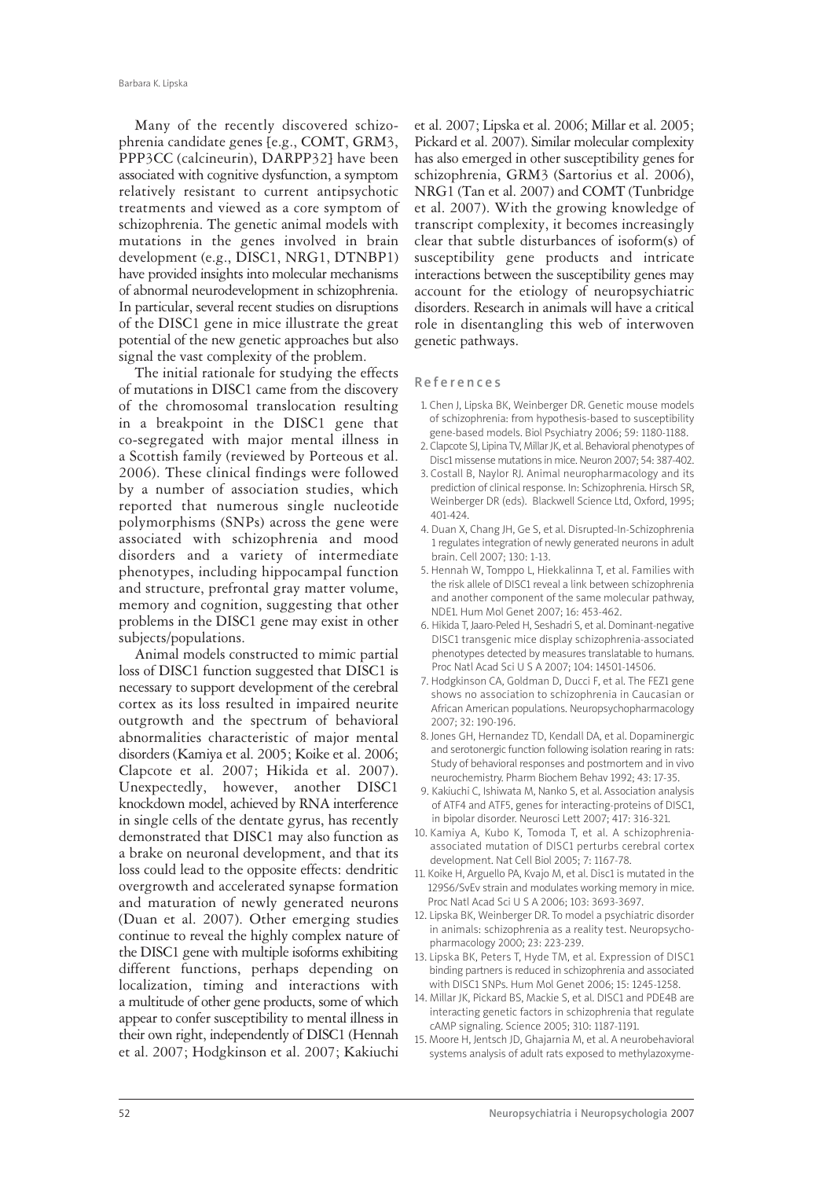Many of the recently discovered schizophrenia candidate genes [e.g., COMT, GRM3, PPP3CC (calcineurin), DARPP32] have been associated with cognitive dysfunction, a symptom relatively resistant to current antipsychotic treatments and viewed as a core symptom of schizophrenia. The genetic animal models with mutations in the genes involved in brain development (e.g., DISC1, NRG1, DTNBP1) have provided insights into molecular mechanisms of abnormal neurodevelopment in schizophrenia. In particular, several recent studies on disruptions of the DISC1 gene in mice illustrate the great potential of the new genetic approaches but also signal the vast complexity of the problem.

The initial rationale for studying the effects of mutations in DISC1 came from the discovery of the chromosomal translocation resulting in a breakpoint in the DISC1 gene that co-segregated with major mental illness in a Scottish family (reviewed by Porteous et al. 2006). These clinical findings were followed by a number of association studies, which reported that numerous single nucleotide polymorphisms (SNPs) across the gene were associated with schizophrenia and mood disorders and a variety of intermediate phenotypes, including hippocampal function and structure, prefrontal gray matter volume, memory and cognition, suggesting that other problems in the DISC1 gene may exist in other subjects/populations.

Animal models constructed to mimic partial loss of DISC1 function suggested that DISC1 is necessary to support development of the cerebral cortex as its loss resulted in impaired neurite outgrowth and the spectrum of behavioral abnormalities characteristic of major mental disorders (Kamiya et al. 2005; Koike et al. 2006; Clapcote et al. 2007; Hikida et al. 2007). Unexpectedly, however, another DISC1 knockdown model, achieved by RNA interference in single cells of the dentate gyrus, has recently demonstrated that DISC1 may also function as a brake on neuronal development, and that its loss could lead to the opposite effects: dendritic overgrowth and accelerated synapse formation and maturation of newly generated neurons (Duan et al. 2007). Other emerging studies continue to reveal the highly complex nature of the DISC1 gene with multiple isoforms exhibiting different functions, perhaps depending on localization, timing and interactions with a multitude of other gene products, some of which appear to confer susceptibility to mental illness in their own right, independently of DISC1 (Hennah et al. 2007; Hodgkinson et al. 2007; Kakiuchi et al. 2007; Lipska et al. 2006; Millar et al. 2005; Pickard et al. 2007). Similar molecular complexity has also emerged in other susceptibility genes for schizophrenia, GRM3 (Sartorius et al. 2006), NRG1 (Tan et al. 2007) and COMT (Tunbridge et al. 2007). With the growing knowledge of transcript complexity, it becomes increasingly clear that subtle disturbances of isoform(s) of susceptibility gene products and intricate interactions between the susceptibility genes may account for the etiology of neuropsychiatric disorders. Research in animals will have a critical role in disentangling this web of interwoven genetic pathways.

## References

1. Chen J, Lipska BK, Weinberger DR. Genetic mouse models of schizophrenia: from hypothesis-based to susceptibility gene-based models. Biol Psychiatry 2006; 59: 1180-1188.
2. Clapcote SJ, Lipina TV, Millar JK, et al. Behavioral phenotypes of Disc1 missense mutations in mice. Neuron 2007; 54: 387-402.
3. Costall B, Naylor RJ. Animal neuropharmacology and its prediction of clinical response. In: Schizophrenia. Hirsch SR, Weinberger DR (eds). Blackwell Science Ltd, Oxford, 1995; 401-424.
4. Duan X, Chang JH, Ge S, et al. Disrupted-In-Schizophrenia 1 regulates integration of newly generated neurons in adult brain. Cell 2007; 130: 1-13.
5. Hennah W, Tomppo L, Hiekkalinna T, et al. Families with the risk allele of DISC1 reveal a link between schizophrenia and another component of the same molecular pathway, NDE1. Hum Mol Genet 2007; 16: 453-462.
6. Hikida T, Jaaro-Peled H, Seshadri S, et al. Dominant-negative DISC1 transgenic mice display schizophrenia-associated phenotypes detected by measures translatable to humans. Proc Natl Acad Sci U S A 2007; 104: 14501-14506.
7. Hodgkinson CA, Goldman D, Ducci F, et al. The FEZ1 gene shows no association to schizophrenia in Caucasian or African American populations. Neuropsychopharmacology 2007; 32: 190-196.
8. Jones GH, Hernandez TD, Kendall DA, et al. Dopaminergic and serotonergic function following isolation rearing in rats: Study of behavioral responses and postmortem and in vivo neurochemistry. Pharm Biochem Behav 1992; 43: 17-35.
9. Kakiuchi C, Ishiwata M, Nanko S, et al. Association analysis of ATF4 and ATF5, genes for interacting-proteins of DISC1, in bipolar disorder. Neurosci Lett 2007; 417: 316-321.
10. Kamiya A, Kubo K, Tomoda T, et al. A schizophrenia-associated mutation of DISC1 perturbs cerebral cortex development. Nat Cell Biol 2005; 7: 1167-78.
11. Koike H, Arguello PA, Kvajo M, et al. Disc1 is mutated in the 129S6/SvEv strain and modulates working memory in mice. Proc Natl Acad Sci U S A 2006; 103: 3693-3697.
12. Lipska BK, Weinberger DR. To model a psychiatric disorder in animals: schizophrenia as a reality test. Neuropsychopharmacology 2000; 23: 223-239.
13. Lipska BK, Peters T, Hyde TM, et al. Expression of DISC1 binding partners is reduced in schizophrenia and associated with DISC1 SNPs. Hum Mol Genet 2006; 15: 1245-1258.
14. Millar JK, Pickard BS, Mackie S, et al. DISC1 and PDE4B are interacting genetic factors in schizophrenia that regulate cAMP signaling. Science 2005; 310: 1187-1191.
15. Moore H, Jentsch JD, Ghajarnia M, et al. A neurobehavioral systems analysis of adult rats exposed to methylazoxyme-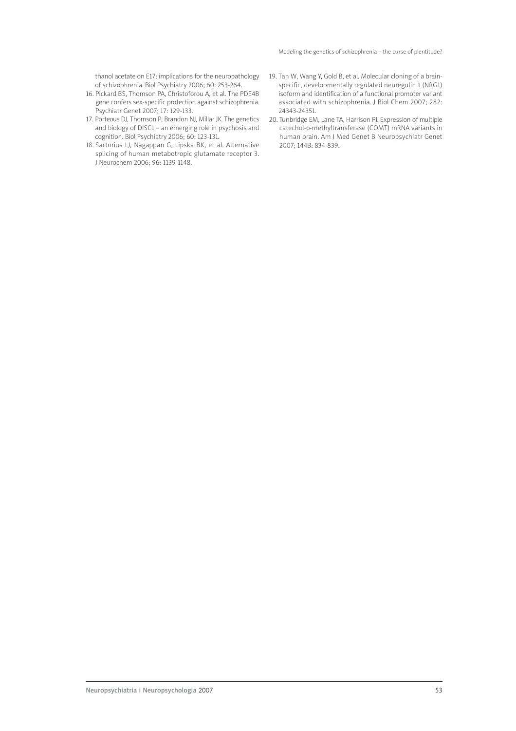thanol acetate on E17: implications for the neuropathology of schizophrenia. Biol Psychiatry 2006; 60: 253-264.

16. Pickard BS, Thomson PA, Christoforou A, et al. The PDE4B gene confers sex-specific protection against schizophrenia. Psychiatr Genet 2007; 17: 129-133.
17. Porteous DJ, Thomson P, Brandon NJ, Millar JK. The genetics and biology of DISC1 – an emerging role in psychosis and cognition. Biol Psychiatry 2006; 60: 123-131.
18. Sartorius LJ, Nagappan G, Lipska BK, et al. Alternative splicing of human metabotropic glutamate receptor 3. J Neurochem 2006; 96: 1139-1148.
19. Tan W, Wang Y, Gold B, et al. Molecular cloning of a brain-specific, developmentally regulated neuregulin 1 (NRG1) isoform and identification of a functional promoter variant associated with schizophrenia. J Biol Chem 2007; 282: 24343-24351.
20. Tunbridge EM, Lane TA, Harrison PJ. Expression of multiple catechol-o-methyltransferase (COMT) mRNA variants in human brain. Am J Med Genet B Neuropsychiatr Genet 2007; 144B: 834-839.